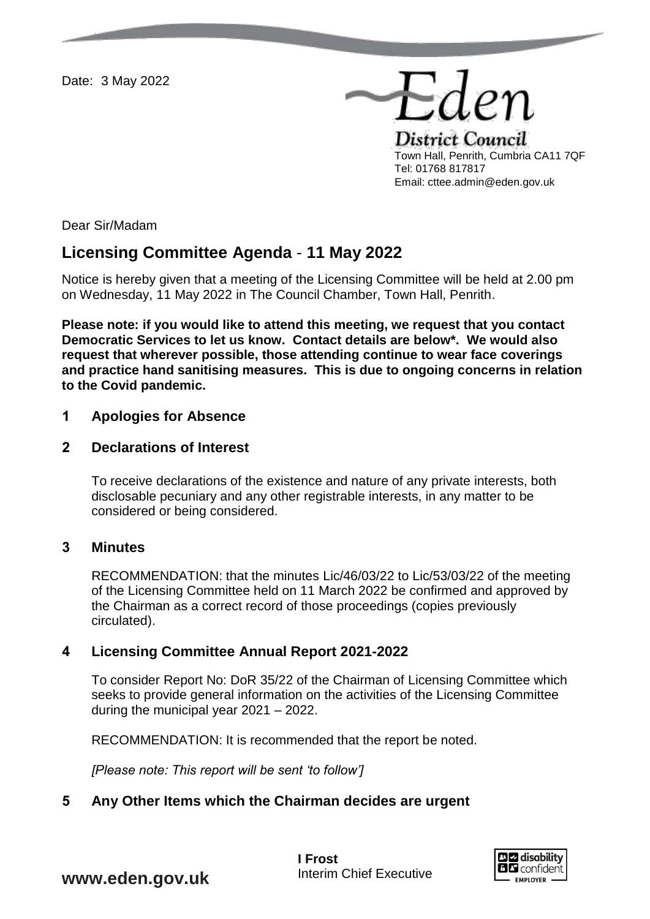Date: 3 May 2022

Eden District Council
Town Hall, Penrith, Cumbria CA11 7QF
Tel: 01768 817817
Email: cttee.admin@eden.gov.uk

Dear Sir/Madam

# Licensing Committee Agenda - 11 May 2022

Notice is hereby given that a meeting of the Licensing Committee will be held at 2.00 pm on Wednesday, 11 May 2022 in The Council Chamber, Town Hall, Penrith.

**Please note: if you would like to attend this meeting, we request that you contact Democratic Services to let us know. Contact details are below*. We would also request that wherever possible, those attending continue to wear face coverings and practice hand sanitising measures. This is due to ongoing concerns in relation to the Covid pandemic.**

## 1 Apologies for Absence

## 2 Declarations of Interest

To receive declarations of the existence and nature of any private interests, both disclosable pecuniary and any other registrable interests, in any matter to be considered or being considered.

## 3 Minutes

RECOMMENDATION: that the minutes Lic/46/03/22 to Lic/53/03/22 of the meeting of the Licensing Committee held on 11 March 2022 be confirmed and approved by the Chairman as a correct record of those proceedings (copies previously circulated).

## 4 Licensing Committee Annual Report 2021-2022

To consider Report No: DoR 35/22 of the Chairman of Licensing Committee which seeks to provide general information on the activities of the Licensing Committee during the municipal year 2021 – 2022.

RECOMMENDATION: It is recommended that the report be noted.

*[Please note: This report will be sent 'to follow']*

## 5 Any Other Items which the Chairman decides are urgent

**I Frost**
Interim Chief Executive

**www.eden.gov.uk**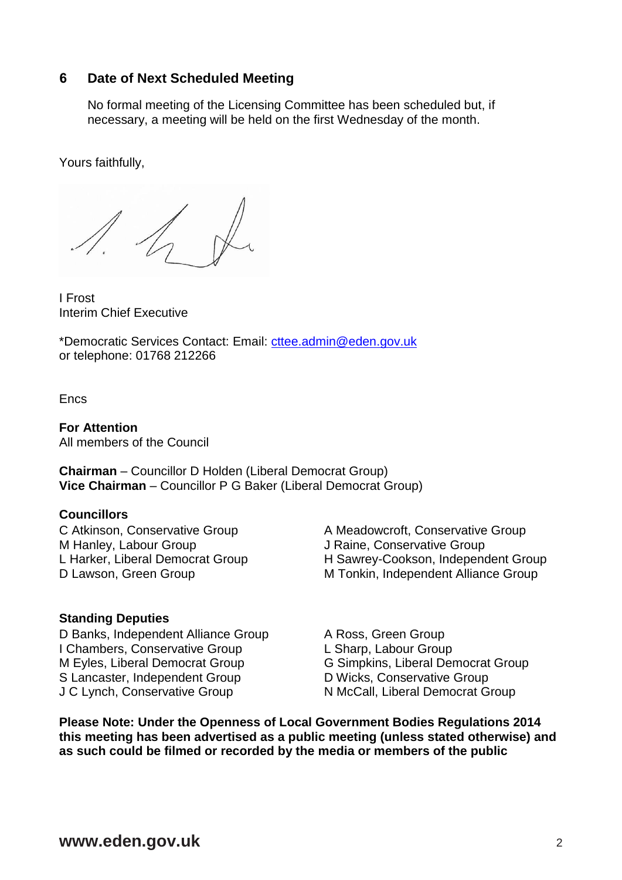## 6 Date of Next Scheduled Meeting

No formal meeting of the Licensing Committee has been scheduled but, if necessary, a meeting will be held on the first Wednesday of the month.

Yours faithfully,

I Frost
Interim Chief Executive

*Democratic Services Contact: Email: cttee.admin@eden.gov.uk
or telephone: 01768 212266

Encs

**For Attention**
All members of the Council

**Chairman** – Councillor D Holden (Liberal Democrat Group)
**Vice Chairman** – Councillor P G Baker (Liberal Democrat Group)

**Councillors**

C Atkinson, Conservative Group
M Hanley, Labour Group
L Harker, Liberal Democrat Group
D Lawson, Green Group
A Meadowcroft, Conservative Group
J Raine, Conservative Group
H Sawrey-Cookson, Independent Group
M Tonkin, Independent Alliance Group

**Standing Deputies**

D Banks, Independent Alliance Group
I Chambers, Conservative Group
M Eyles, Liberal Democrat Group
S Lancaster, Independent Group
J C Lynch, Conservative Group
A Ross, Green Group
L Sharp, Labour Group
G Simpkins, Liberal Democrat Group
D Wicks, Conservative Group
N McCall, Liberal Democrat Group

**Please Note: Under the Openness of Local Government Bodies Regulations 2014 this meeting has been advertised as a public meeting (unless stated otherwise) and as such could be filmed or recorded by the media or members of the public**

**www.eden.gov.uk**